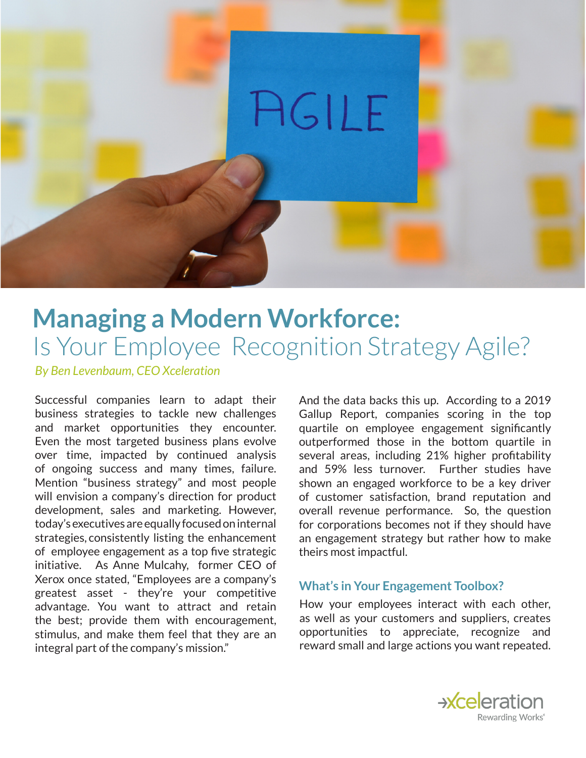# Managing a Modern Workforce:
## Is Your Employee Recognition Strategy Agile?

*By Ben Levenbaum, CEO Xceleration*

Successful companies learn to adapt their business strategies to tackle new challenges and market opportunities they encounter. Even the most targeted business plans evolve over time, impacted by continued analysis of ongoing success and many times, failure. Mention "business strategy" and most people will envision a company's direction for product development, sales and marketing. However, today's executives are equally focused on internal strategies, consistently listing the enhancement of employee engagement as a top five strategic initiative. As Anne Mulcahy, former CEO of Xerox once stated, "Employees are a company's greatest asset - they're your competitive advantage. You want to attract and retain the best; provide them with encouragement, stimulus, and make them feel that they are an integral part of the company's mission."

And the data backs this up. According to a 2019 Gallup Report, companies scoring in the top quartile on employee engagement significantly outperformed those in the bottom quartile in several areas, including 21% higher profitability and 59% less turnover. Further studies have shown an engaged workforce to be a key driver of customer satisfaction, brand reputation and overall revenue performance. So, the question for corporations becomes not if they should have an engagement strategy but rather how to make theirs most impactful.

### What's in Your Engagement Toolbox?

How your employees interact with each other, as well as your customers and suppliers, creates opportunities to appreciate, recognize and reward small and large actions you want repeated.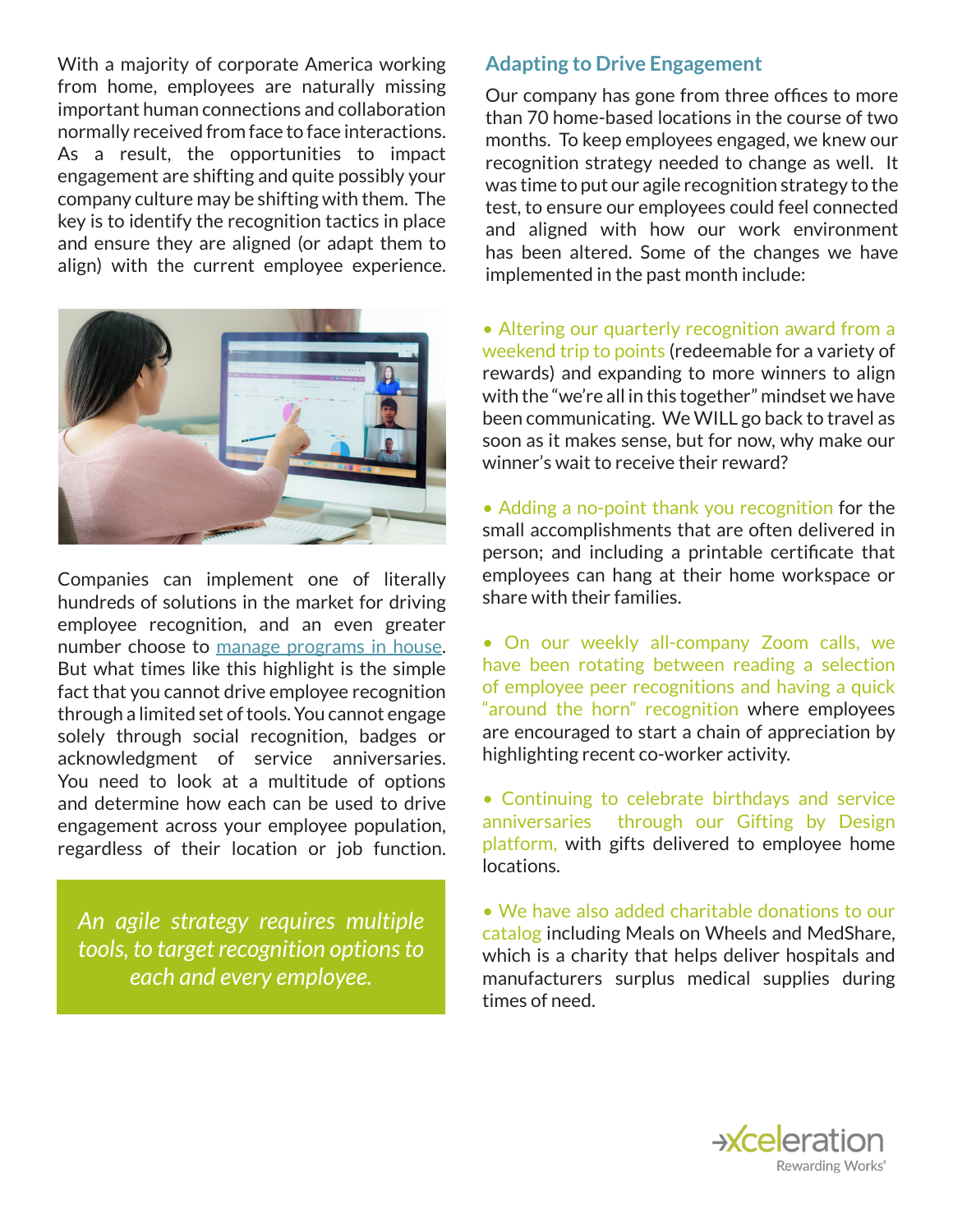With a majority of corporate America working from home, employees are naturally missing important human connections and collaboration normally received from face to face interactions. As a result, the opportunities to impact engagement are shifting and quite possibly your company culture may be shifting with them. The key is to identify the recognition tactics in place and ensure they are aligned (or adapt them to align) with the current employee experience.

Companies can implement one of literally hundreds of solutions in the market for driving employee recognition, and an even greater number choose to [manage programs in house](). But what times like this highlight is the simple fact that you cannot drive employee recognition through a limited set of tools. You cannot engage solely through social recognition, badges or acknowledgment of service anniversaries. You need to look at a multitude of options and determine how each can be used to drive engagement across your employee population, regardless of their location or job function.

> *An agile strategy requires multiple tools, to target recognition options to each and every employee.*

## Adapting to Drive Engagement

Our company has gone from three offices to more than 70 home-based locations in the course of two months. To keep employees engaged, we knew our recognition strategy needed to change as well. It was time to put our agile recognition strategy to the test, to ensure our employees could feel connected and aligned with how our work environment has been altered. Some of the changes we have implemented in the past month include:

- Altering our quarterly recognition award from a weekend trip to points (redeemable for a variety of rewards) and expanding to more winners to align with the "we're all in this together" mindset we have been communicating. We WILL go back to travel as soon as it makes sense, but for now, why make our winner's wait to receive their reward?

- Adding a no-point thank you recognition for the small accomplishments that are often delivered in person; and including a printable certificate that employees can hang at their home workspace or share with their families.

- On our weekly all-company Zoom calls, we have been rotating between reading a selection of employee peer recognitions and having a quick "around the horn" recognition where employees are encouraged to start a chain of appreciation by highlighting recent co-worker activity.

- Continuing to celebrate birthdays and service anniversaries through our Gifting by Design platform, with gifts delivered to employee home locations.

- We have also added charitable donations to our catalog including Meals on Wheels and MedShare, which is a charity that helps deliver hospitals and manufacturers surplus medical supplies during times of need.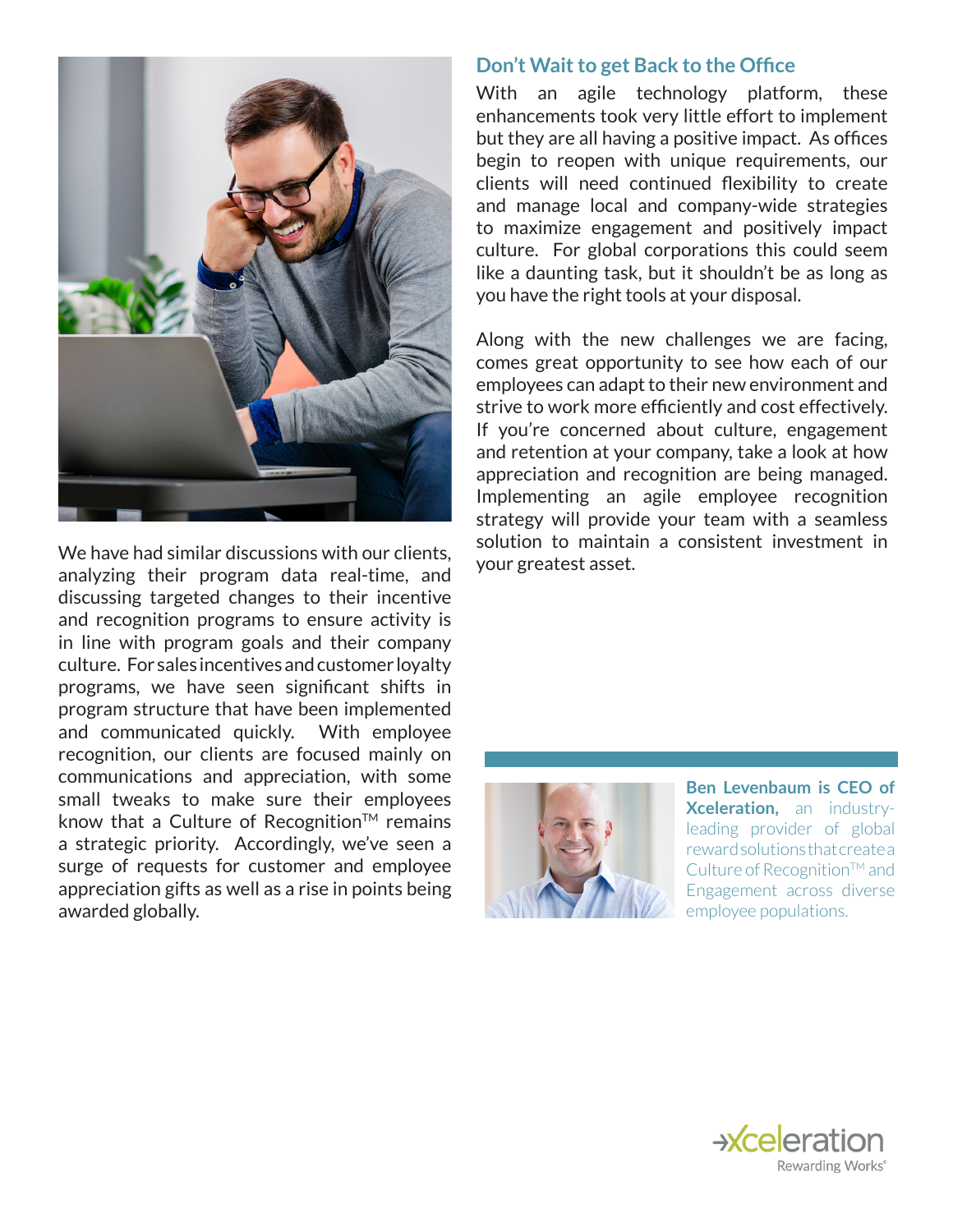We have had similar discussions with our clients, analyzing their program data real-time, and discussing targeted changes to their incentive and recognition programs to ensure activity is in line with program goals and their company culture. For sales incentives and customer loyalty programs, we have seen significant shifts in program structure that have been implemented and communicated quickly. With employee recognition, our clients are focused mainly on communications and appreciation, with some small tweaks to make sure their employees know that a Culture of Recognition™ remains a strategic priority. Accordingly, we've seen a surge of requests for customer and employee appreciation gifts as well as a rise in points being awarded globally.

## Don't Wait to get Back to the Office

With an agile technology platform, these enhancements took very little effort to implement but they are all having a positive impact. As offices begin to reopen with unique requirements, our clients will need continued flexibility to create and manage local and company-wide strategies to maximize engagement and positively impact culture. For global corporations this could seem like a daunting task, but it shouldn't be as long as you have the right tools at your disposal.

Along with the new challenges we are facing, comes great opportunity to see how each of our employees can adapt to their new environment and strive to work more efficiently and cost effectively. If you're concerned about culture, engagement and retention at your company, take a look at how appreciation and recognition are being managed. Implementing an agile employee recognition strategy will provide your team with a seamless solution to maintain a consistent investment in your greatest asset.

**Ben Levenbaum is CEO of Xceleration,** an industry-leading provider of global reward solutions that create a Culture of Recognition™ and Engagement across diverse employee populations.

xceleration
Rewarding Works®